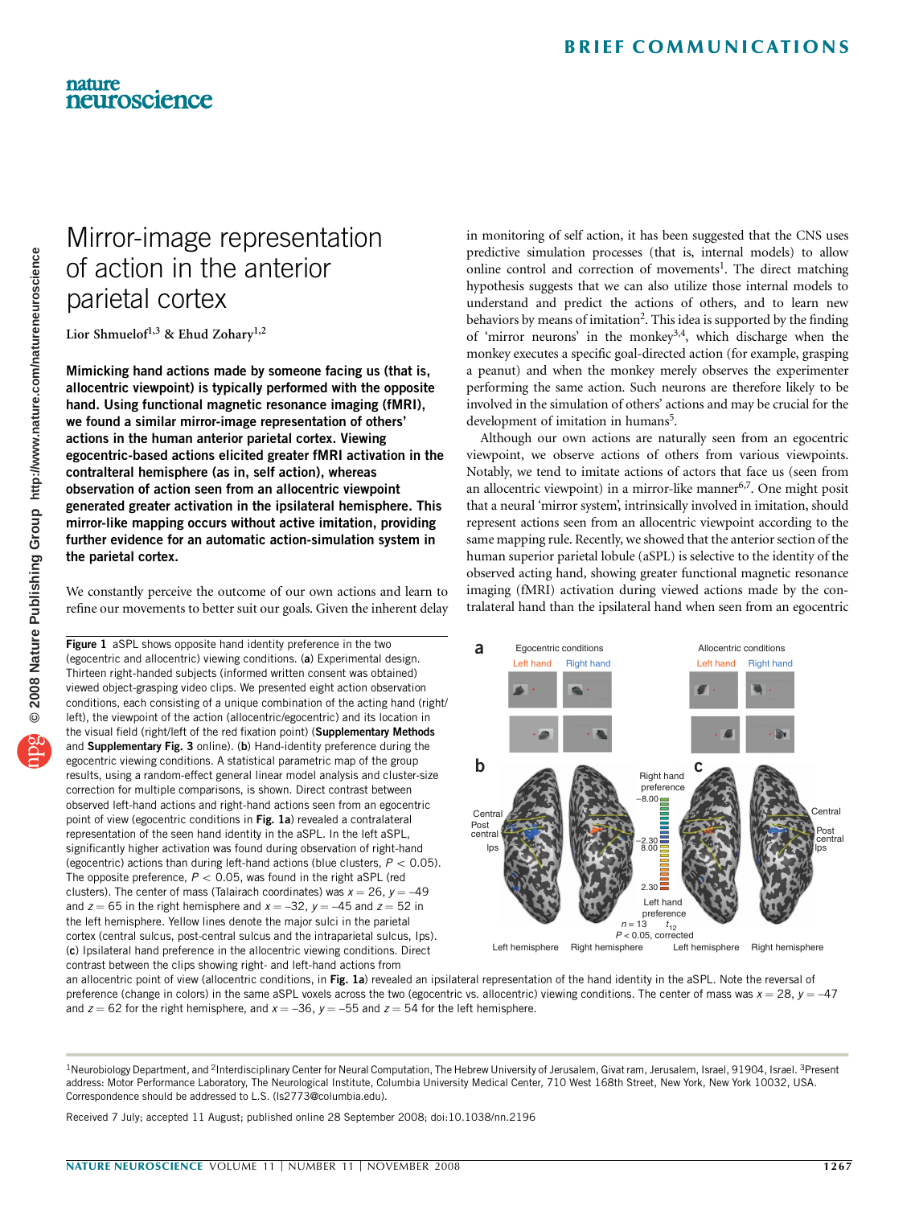# Mirror-image representation of action in the anterior parietal cortex

Lior Shmuelof[1,3] & Ehud Zohary[1,2]

**Mimicking hand actions made by someone facing us (that is, allocentric viewpoint) is typically performed with the opposite hand. Using functional magnetic resonance imaging (fMRI), we found a similar mirror-image representation of others' actions in the human anterior parietal cortex. Viewing egocentric-based actions elicited greater fMRI activation in the contralteral hemisphere (as in, self action), whereas observation of action seen from an allocentric viewpoint generated greater activation in the ipsilateral hemisphere. This mirror-like mapping occurs without active imitation, providing further evidence for an automatic action-simulation system in the parietal cortex.**

We constantly perceive the outcome of our own actions and learn to refine our movements to better suit our goals. Given the inherent delay in monitoring of self action, it has been suggested that the CNS uses predictive simulation processes (that is, internal models) to allow online control and correction of movements[1]. The direct matching hypothesis suggests that we can also utilize those internal models to understand and predict the actions of others, and to learn new behaviors by means of imitation[2]. This idea is supported by the finding of 'mirror neurons' in the monkey[3,4], which discharge when the monkey executes a specific goal-directed action (for example, grasping a peanut) and when the monkey merely observes the experimenter performing the same action. Such neurons are therefore likely to be involved in the simulation of others' actions and may be crucial for the development of imitation in humans[5].

Although our own actions are naturally seen from an egocentric viewpoint, we observe actions of others from various viewpoints. Notably, we tend to imitate actions of actors that face us (seen from an allocentric viewpoint) in a mirror-like manner[6,7]. One might posit that a neural 'mirror system', intrinsically involved in imitation, should represent actions seen from an allocentric viewpoint according to the same mapping rule. Recently, we showed that the anterior section of the human superior parietal lobule (aSPL) is selective to the identity of the observed acting hand, showing greater functional magnetic resonance imaging (fMRI) activation during viewed actions made by the contralateral hand than the ipsilateral hand when seen from an egocentric

**Figure 1** aSPL shows opposite hand identity preference in the two (egocentric and allocentric) viewing conditions. (**a**) Experimental design. Thirteen right-handed subjects (informed written consent was obtained) viewed object-grasping video clips. We presented eight action observation conditions, each consisting of a unique combination of the acting hand (right/left), the viewpoint of the action (allocentric/egocentric) and its location in the visual field (right/left of the red fixation point) (**Supplementary Methods** and **Supplementary Fig. 3** online). (**b**) Hand-identity preference during the egocentric viewing conditions. A statistical parametric map of the group results, using a random-effect general linear model analysis and cluster-size correction for multiple comparisons, is shown. Direct contrast between observed left-hand actions and right-hand actions seen from an egocentric point of view (egocentric conditions in **Fig. 1a**) revealed a contralateral representation of the seen hand identity in the aSPL. In the left aSPL, significantly higher activation was found during observation of right-hand (egocentric) actions than during left-hand actions (blue clusters, $P < 0.05$). The opposite preference, $P < 0.05$, was found in the right aSPL (red clusters). The center of mass (Talairach coordinates) was $x = 26$, $y = -49$ and $z = 65$ in the right hemisphere and $x = -32$, $y = -45$ and $z = 52$ in the left hemisphere. Yellow lines denote the major sulci in the parietal cortex (central sulcus, post-central sulcus and the intraparietal sulcus, Ips). (**c**) Ipsilateral hand preference in the allocentric viewing conditions. Direct contrast between the clips showing right- and left-hand actions from an allocentric point of view (allocentric conditions, in **Fig. 1a**) revealed an ipsilateral representation of the hand identity in the aSPL. Note the reversal of preference (change in colors) in the same aSPL voxels across the two (egocentric vs. allocentric) viewing conditions. The center of mass was $x = 28$, $y = -47$ and $z = 62$ for the right hemisphere, and $x = -36$, $y = -55$ and $z = 54$ for the left hemisphere.

[1]Neurobiology Department, and [2]Interdisciplinary Center for Neural Computation, The Hebrew University of Jerusalem, Givat ram, Jerusalem, Israel, 91904, Israel. [3]Present address: Motor Performance Laboratory, The Neurological Institute, Columbia University Medical Center, 710 West 168th Street, New York, New York 10032, USA. Correspondence should be addressed to L.S. (ls2773@columbia.edu).

Received 7 July; accepted 11 August; published online 28 September 2008; doi:10.1038/nn.2196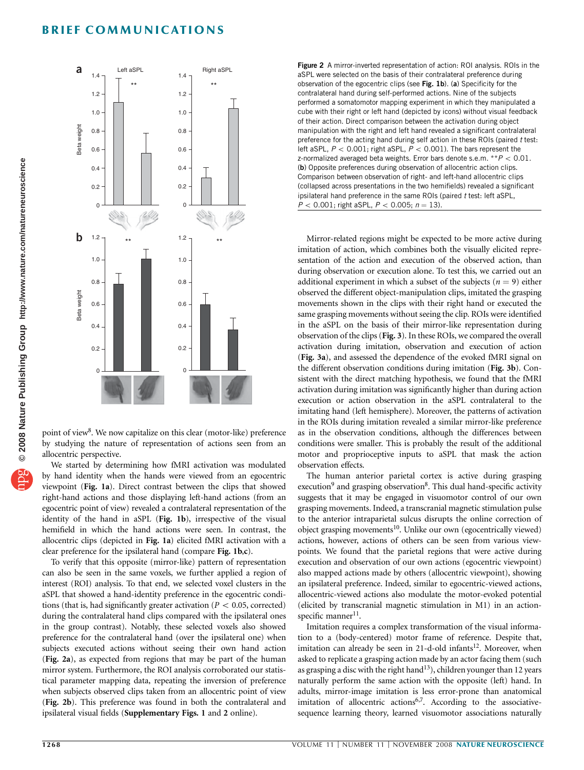point of view[8]. We now capitalize on this clear (motor-like) preference by studying the nature of representation of actions seen from an allocentric perspective.

We started by determining how fMRI activation was modulated by hand identity when the hands were viewed from an egocentric viewpoint (**Fig. 1a**). Direct contrast between the clips that showed right-hand actions and those displaying left-hand actions (from an egocentric point of view) revealed a contralateral representation of the identity of the hand in aSPL (**Fig. 1b**), irrespective of the visual hemifield in which the hand actions were seen. In contrast, the allocentric clips (depicted in **Fig. 1a**) elicited fMRI activation with a clear preference for the ipsilateral hand (compare **Fig. 1b**,**c**).

To verify that this opposite (mirror-like) pattern of representation can also be seen in the same voxels, we further applied a region of interest (ROI) analysis. To that end, we selected voxel clusters in the aSPL that showed a hand-identity preference in the egocentric conditions (that is, had significantly greater activation ($P < 0.05$, corrected) during the contralateral hand clips compared with the ipsilateral ones in the group contrast). Notably, these selected voxels also showed preference for the contralateral hand (over the ipsilateral one) when subjects executed actions without seeing their own hand action (**Fig. 2a**), as expected from regions that may be part of the human mirror system. Furthermore, the ROI analysis corroborated our statistical parameter mapping data, repeating the inversion of preference when subjects observed clips taken from an allocentric point of view (**Fig. 2b**). This preference was found in both the contralateral and ipsilateral visual fields (**Supplementary Figs. 1** and **2** online).

**Figure 2** A mirror-inverted representation of action: ROI analysis. ROIs in the aSPL were selected on the basis of their contralateral preference during observation of the egocentric clips (see **Fig. 1b**). (**a**) Specificity for the contralateral hand during self-performed actions. Nine of the subjects performed a somatomotor mapping experiment in which they manipulated a cube with their right or left hand (depicted by icons) without visual feedback of their action. Direct comparison between the activation during object manipulation with the right and left hand revealed a significant contralateral preference for the acting hand during self action in these ROIs (paired $t$ test: left aSPL, $P < 0.001$; right aSPL, $P < 0.001$). The bars represent the z-normalized averaged beta weights. Error bars denote s.e.m. $^{**}P < 0.01$. (**b**) Opposite preferences during observation of allocentric action clips. Comparison between observation of right- and left-hand allocentric clips (collapsed across presentations in the two hemifields) revealed a significant ipsilateral hand preference in the same ROIs (paired $t$ test: left aSPL, $P < 0.001$; right aSPL, $P < 0.005$; $n = 13$).

Mirror-related regions might be expected to be more active during imitation of action, which combines both the visually elicited representation of the action and execution of the observed action, than during observation or execution alone. To test this, we carried out an additional experiment in which a subset of the subjects ($n = 9$) either observed the different object-manipulation clips, imitated the grasping movements shown in the clips with their right hand or executed the same grasping movements without seeing the clip. ROIs were identified in the aSPL on the basis of their mirror-like representation during observation of the clips (**Fig. 3**). In these ROIs, we compared the overall activation during imitation, observation and execution of action (**Fig. 3a**), and assessed the dependence of the evoked fMRI signal on the different observation conditions during imitation (**Fig. 3b**). Consistent with the direct matching hypothesis, we found that the fMRI activation during imitation was significantly higher than during action execution or action observation in the aSPL contralateral to the imitating hand (left hemisphere). Moreover, the patterns of activation in the ROIs during imitation revealed a similar mirror-like preference as in the observation conditions, although the differences between conditions were smaller. This is probably the result of the additional motor and proprioceptive inputs to aSPL that mask the action observation effects.

The human anterior parietal cortex is active during grasping execution[9] and grasping observation[8]. This dual hand-specific activity suggests that it may be engaged in visuomotor control of our own grasping movements. Indeed, a transcranial magnetic stimulation pulse to the anterior intraparietal sulcus disrupts the online correction of object grasping movements[10]. Unlike our own (egocentrically viewed) actions, however, actions of others can be seen from various viewpoints. We found that the parietal regions that were active during execution and observation of our own actions (egocentric viewpoint) also mapped actions made by others (allocentric viewpoint), showing an ipsilateral preference. Indeed, similar to egocentric-viewed actions, allocentric-viewed actions also modulate the motor-evoked potential (elicited by transcranial magnetic stimulation in M1) in an action-specific manner[11].

Imitation requires a complex transformation of the visual information to a (body-centered) motor frame of reference. Despite that, imitation can already be seen in 21-d-old infants[12]. Moreover, when asked to replicate a grasping action made by an actor facing them (such as grasping a disc with the right hand[13]), children younger than 12 years naturally perform the same action with the opposite (left) hand. In adults, mirror-image imitation is less error-prone than anatomical imitation of allocentric actions[6,7]. According to the associative-sequence learning theory, learned visuomotor associations naturally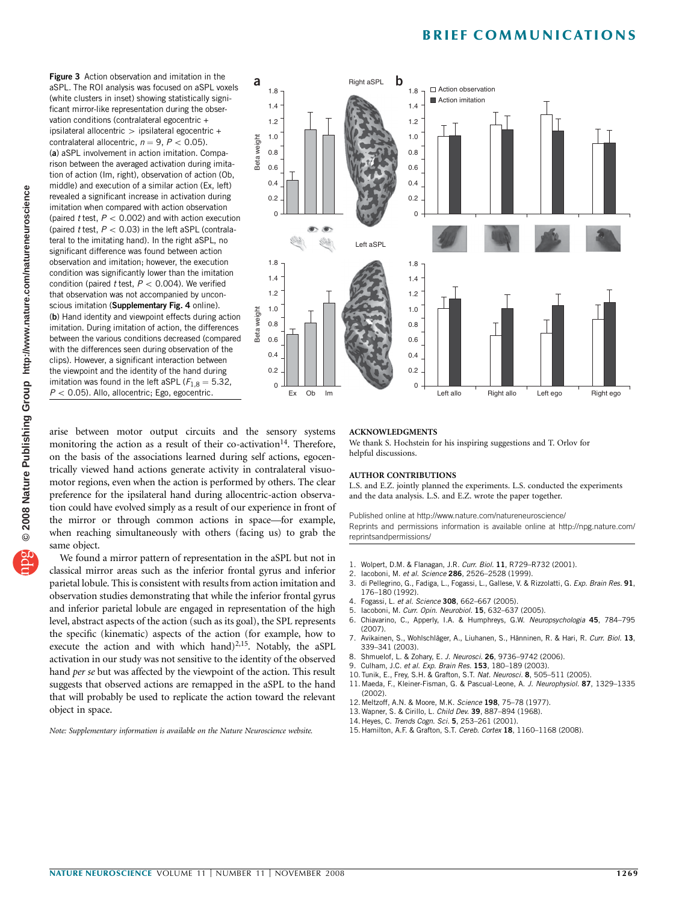**Figure 3** Action observation and imitation in the aSPL. The ROI analysis was focused on aSPL voxels (white clusters in inset) showing statistically significant mirror-like representation during the observation conditions (contralateral egocentric + ipsilateral allocentric > ipsilateral egocentric + contralateral allocentric, $n = 9$, $P < 0.05$). (**a**) aSPL involvement in action imitation. Comparison between the averaged activation during imitation of action (Im, right), observation of action (Ob, middle) and execution of a similar action (Ex, left) revealed a significant increase in activation during imitation when compared with action observation (paired $t$ test, $P < 0.002$) and with action execution (paired $t$ test, $P < 0.03$) in the left aSPL (contralateral to the imitating hand). In the right aSPL, no significant difference was found between action observation and imitation; however, the execution condition was significantly lower than the imitation condition (paired $t$ test, $P < 0.004$). We verified that observation was not accompanied by unconscious imitation (**Supplementary Fig. 4** online). (**b**) Hand identity and viewpoint effects during action imitation. During imitation of action, the differences between the various conditions decreased (compared with the differences seen during observation of the clips). However, a significant interaction between the viewpoint and the identity of the hand during imitation was found in the left aSPL ($F_{1,8} = 5.32$, $P < 0.05$). Allo, allocentric; Ego, egocentric.

a

Right aSPL

Left aSPL

Beta weight

1.8
1.4
1.2
1.0
0.8
0.6
0.4
0.2
0

Ex Ob Im

b

Action observation

Action imitation

Left allo Right allo Left ego Right ego

arise between motor output circuits and the sensory systems monitoring the action as a result of their co-activation[14]. Therefore, on the basis of the associations learned during self actions, egocentrically viewed hand actions generate activity in contralateral visuomotor regions, even when the action is performed by others. The clear preference for the ipsilateral hand during allocentric-action observation could have evolved simply as a result of our experience in front of the mirror or through common actions in space—for example, when reaching simultaneously with others (facing us) to grab the same object.

We found a mirror pattern of representation in the aSPL but not in classical mirror areas such as the inferior frontal gyrus and inferior parietal lobule. This is consistent with results from action imitation and observation studies demonstrating that while the inferior frontal gyrus and inferior parietal lobule are engaged in representation of the high level, abstract aspects of the action (such as its goal), the SPL represents the specific (kinematic) aspects of the action (for example, how to execute the action and with which hand)[2,15]. Notably, the aSPL activation in our study was not sensitive to the identity of the observed hand *per se* but was affected by the viewpoint of the action. This result suggests that observed actions are remapped in the aSPL to the hand that will probably be used to replicate the action toward the relevant object in space.

*Note: Supplementary information is available on the Nature Neuroscience website.*

## ACKNOWLEDGMENTS

We thank S. Hochstein for his inspiring suggestions and T. Orlov for helpful discussions.

## AUTHOR CONTRIBUTIONS

L.S. and E.Z. jointly planned the experiments. L.S. conducted the experiments and the data analysis. L.S. and E.Z. wrote the paper together.

Published online at http://www.nature.com/natureneuroscience/
Reprints and permissions information is available online at http://npg.nature.com/reprintsandpermissions/

1. Wolpert, D.M. & Flanagan, J.R. *Curr. Biol.* **11**, R729–R732 (2001).
2. Iacoboni, M. *et al. Science* **286**, 2526–2528 (1999).
3. di Pellegrino, G., Fadiga, L., Fogassi, L., Gallese, V. & Rizzolatti, G. *Exp. Brain Res.* **91**, 176–180 (1992).
4. Fogassi, L. *et al. Science* **308**, 662–667 (2005).
5. Iacoboni, M. *Curr. Opin. Neurobiol.* **15**, 632–637 (2005).
6. Chiavarino, C., Apperly, I.A. & Humphreys, G.W. *Neuropsychologia* **45**, 784–795 (2007).
7. Avikainen, S., Wohlschläger, A., Liuhanen, S., Hänninen, R. & Hari, R. *Curr. Biol.* **13**, 339–341 (2003).
8. Shmuelof, L. & Zohary, E. *J. Neurosci.* **26**, 9736–9742 (2006).
9. Culham, J.C. *et al. Exp. Brain Res.* **153**, 180–189 (2003).
10. Tunik, E., Frey, S.H. & Grafton, S.T. *Nat. Neurosci.* **8**, 505–511 (2005).
11. Maeda, F., Kleiner-Fisman, G. & Pascual-Leone, A. *J. Neurophysiol.* **87**, 1329–1335 (2002).
12. Meltzoff, A.N. & Moore, M.K. *Science* **198**, 75–78 (1977).
13. Wapner, S. & Cirillo, L. *Child Dev.* **39**, 887–894 (1968).
14. Heyes, C. *Trends Cogn. Sci.* **5**, 253–261 (2001).
15. Hamilton, A.F. & Grafton, S.T. *Cereb. Cortex* **18**, 1160–1168 (2008).